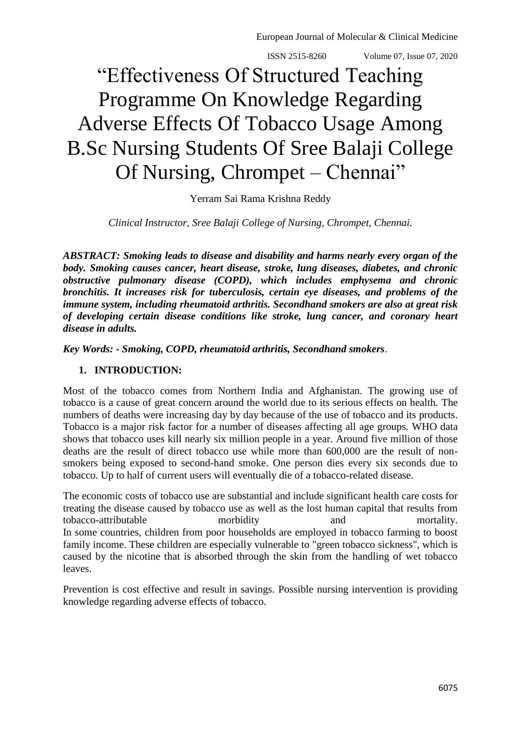# "Effectiveness Of Structured Teaching Programme On Knowledge Regarding Adverse Effects Of Tobacco Usage Among B.Sc Nursing Students Of Sree Balaji College Of Nursing, Chrompet – Chennai"

Yerram Sai Rama Krishna Reddy

*Clinical Instructor, Sree Balaji College of Nursing, Chrompet, Chennai.*

***ABSTRACT: Smoking leads to disease and disability and harms nearly every organ of the body. Smoking causes cancer, heart disease, stroke, lung diseases, diabetes, and chronic obstructive pulmonary disease (COPD), which includes emphysema and chronic bronchitis. It increases risk for tuberculosis, certain eye diseases, and problems of the immune system, including rheumatoid arthritis. Secondhand smokers are also at great risk of developing certain disease conditions like stroke, lung cancer, and coronary heart disease in adults.***

***Key Words: - Smoking, COPD, rheumatoid arthritis, Secondhand smokers***.

## 1. INTRODUCTION:

Most of the tobacco comes from Northern India and Afghanistan. The growing use of tobacco is a cause of great concern around the world due to its serious effects on health. The numbers of deaths were increasing day by day because of the use of tobacco and its products. Tobacco is a major risk factor for a number of diseases affecting all age groups. WHO data shows that tobacco uses kill nearly six million people in a year. Around five million of those deaths are the result of direct tobacco use while more than 600,000 are the result of non-smokers being exposed to second-hand smoke. One person dies every six seconds due to tobacco. Up to half of current users will eventually die of a tobacco-related disease.

The economic costs of tobacco use are substantial and include significant health care costs for treating the disease caused by tobacco use as well as the lost human capital that results from tobacco-attributable morbidity and mortality.
In some countries, children from poor households are employed in tobacco farming to boost family income. These children are especially vulnerable to "green tobacco sickness", which is caused by the nicotine that is absorbed through the skin from the handling of wet tobacco leaves.

Prevention is cost effective and result in savings. Possible nursing intervention is providing knowledge regarding adverse effects of tobacco.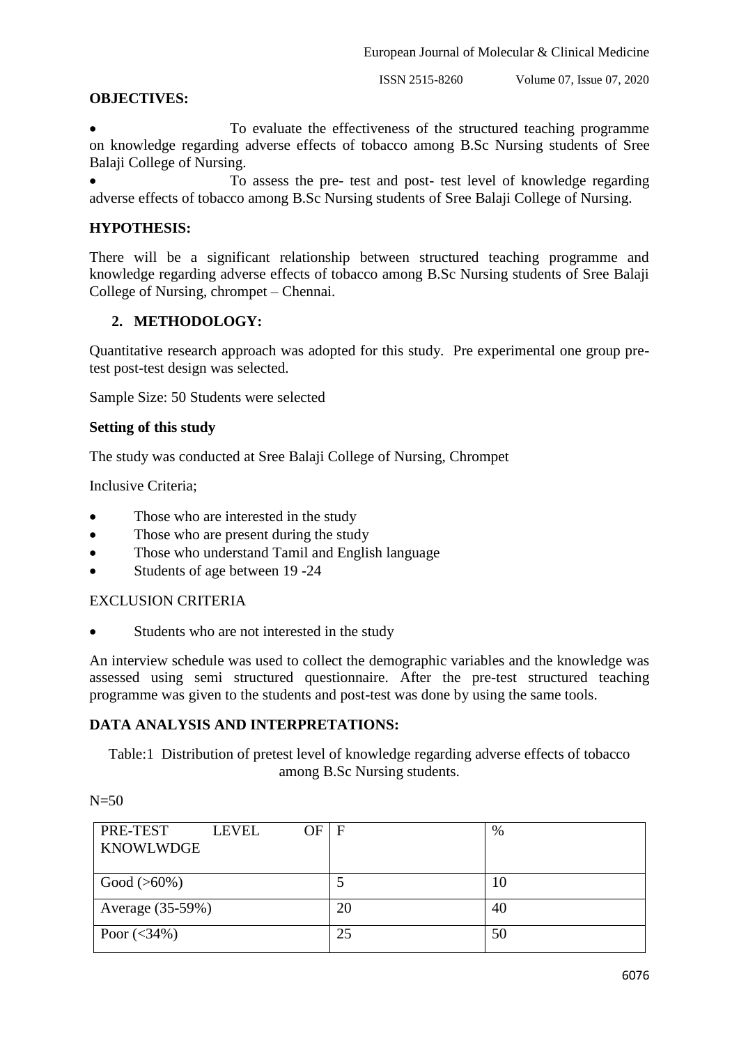**OBJECTIVES:**

- To evaluate the effectiveness of the structured teaching programme on knowledge regarding adverse effects of tobacco among B.Sc Nursing students of Sree Balaji College of Nursing.
- To assess the pre- test and post- test level of knowledge regarding adverse effects of tobacco among B.Sc Nursing students of Sree Balaji College of Nursing.

**HYPOTHESIS:**

There will be a significant relationship between structured teaching programme and knowledge regarding adverse effects of tobacco among B.Sc Nursing students of Sree Balaji College of Nursing, chrompet – Chennai.

## 2. METHODOLOGY:

Quantitative research approach was adopted for this study. Pre experimental one group pre-test post-test design was selected.

Sample Size: 50 Students were selected

**Setting of this study**

The study was conducted at Sree Balaji College of Nursing, Chrompet

Inclusive Criteria;

- Those who are interested in the study
- Those who are present during the study
- Those who understand Tamil and English language
- Students of age between 19 -24

EXCLUSION CRITERIA

- Students who are not interested in the study

An interview schedule was used to collect the demographic variables and the knowledge was assessed using semi structured questionnaire. After the pre-test structured teaching programme was given to the students and post-test was done by using the same tools.

**DATA ANALYSIS AND INTERPRETATIONS:**

Table:1 Distribution of pretest level of knowledge regarding adverse effects of tobacco among B.Sc Nursing students.

N=50

| PRE-TEST LEVEL OF KNOWLWDGE | F | % |
|---|---|---|
| Good (>60%) | 5 | 10 |
| Average (35-59%) | 20 | 40 |
| Poor (<34%) | 25 | 50 |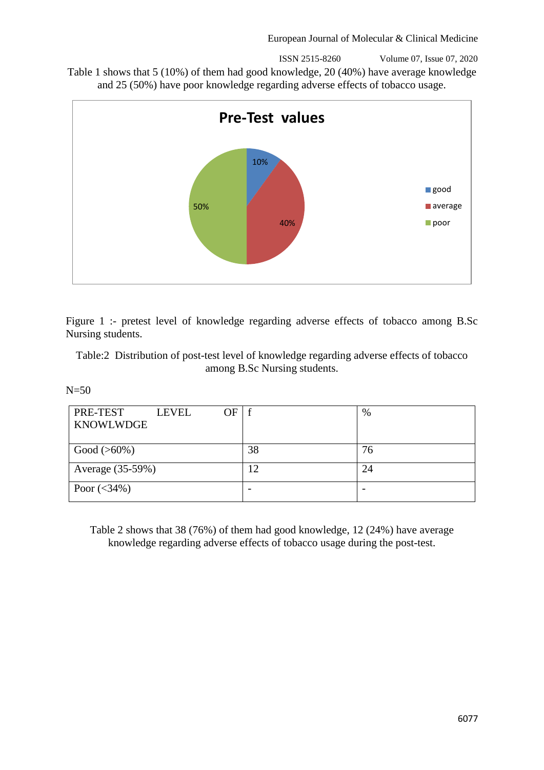Table 1 shows that 5 (10%) of them had good knowledge, 20 (40%) have average knowledge and 25 (50%) have poor knowledge regarding adverse effects of tobacco usage.

Figure 1 :- pretest level of knowledge regarding adverse effects of tobacco among B.Sc Nursing students.

Table:2 Distribution of post-test level of knowledge regarding adverse effects of tobacco among B.Sc Nursing students.

N=50

| PRE-TEST LEVEL OF KNOWLWDGE | f | % |
|---|---|---|
| Good (>60%) | 38 | 76 |
| Average (35-59%) | 12 | 24 |
| Poor (<34%) | - | - |

Table 2 shows that 38 (76%) of them had good knowledge, 12 (24%) have average knowledge regarding adverse effects of tobacco usage during the post-test.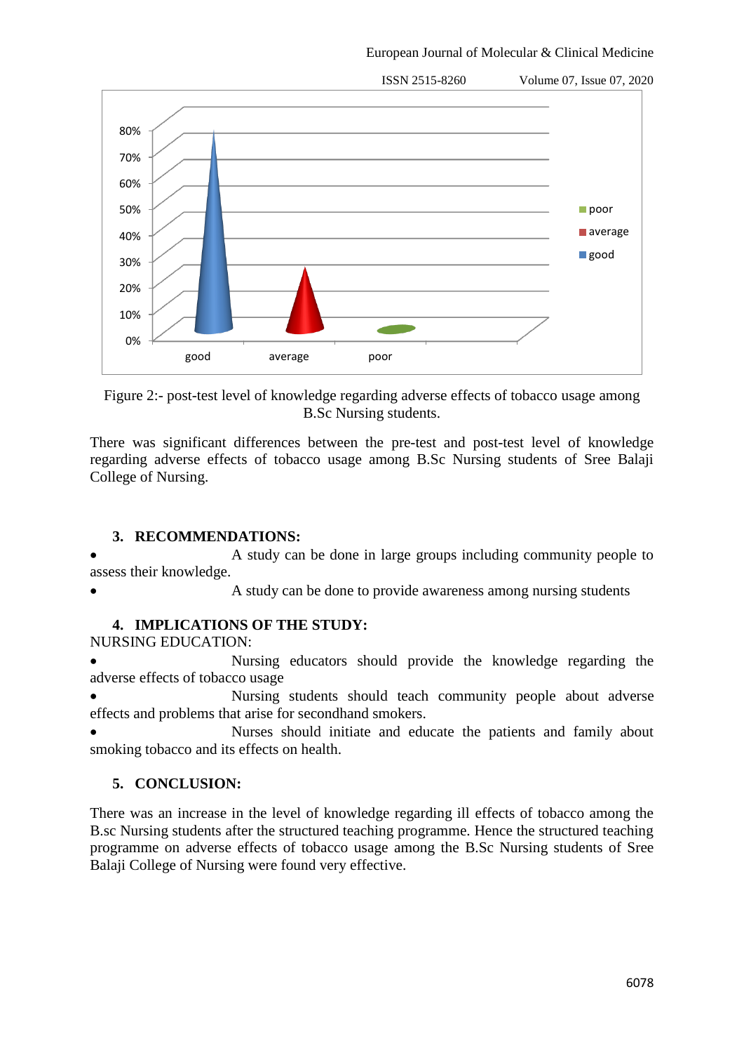Figure 2:- post-test level of knowledge regarding adverse effects of tobacco usage among B.Sc Nursing students.

There was significant differences between the pre-test and post-test level of knowledge regarding adverse effects of tobacco usage among B.Sc Nursing students of Sree Balaji College of Nursing.

## 3. RECOMMENDATIONS:

- A study can be done in large groups including community people to assess their knowledge.
- A study can be done to provide awareness among nursing students

## 4. IMPLICATIONS OF THE STUDY:

NURSING EDUCATION:

- Nursing educators should provide the knowledge regarding the adverse effects of tobacco usage
- Nursing students should teach community people about adverse effects and problems that arise for secondhand smokers.
- Nurses should initiate and educate the patients and family about smoking tobacco and its effects on health.

## 5. CONCLUSION:

There was an increase in the level of knowledge regarding ill effects of tobacco among the B.sc Nursing students after the structured teaching programme. Hence the structured teaching programme on adverse effects of tobacco usage among the B.Sc Nursing students of Sree Balaji College of Nursing were found very effective.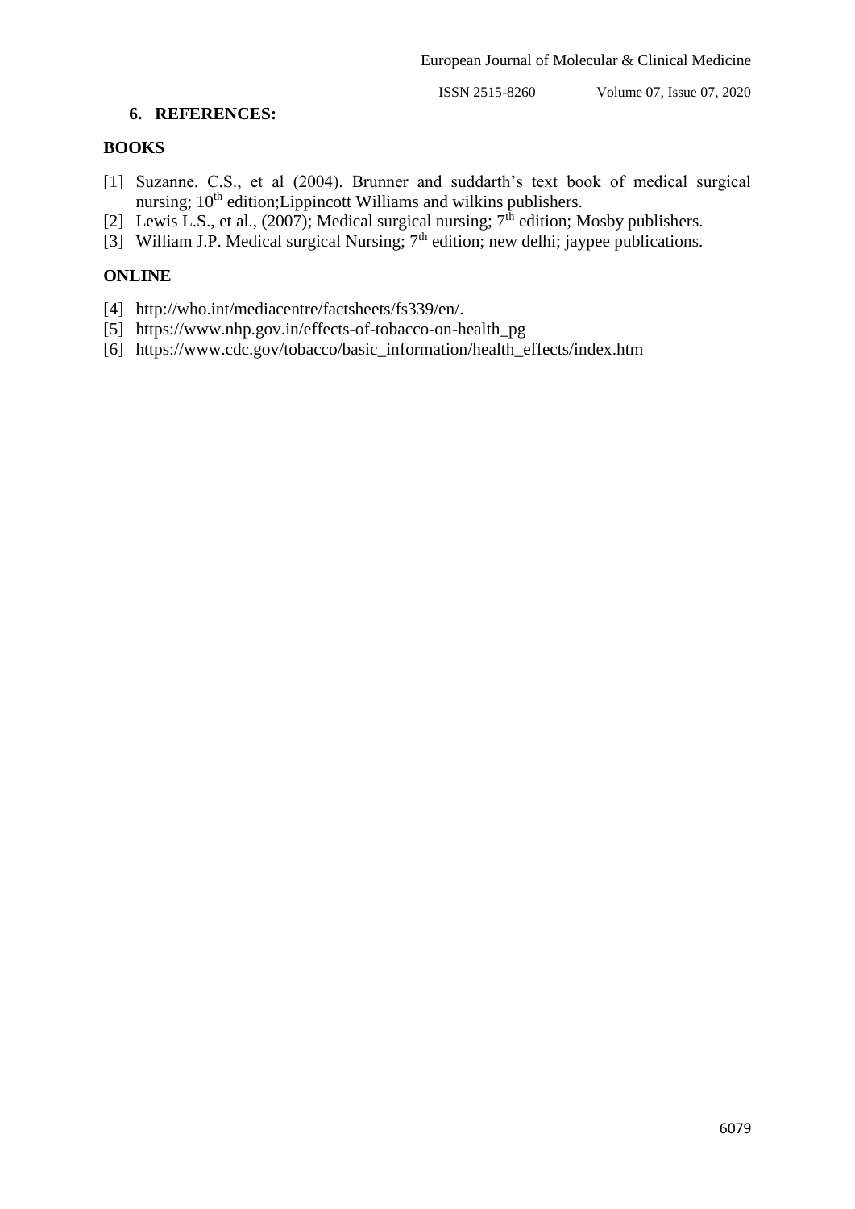## 6. REFERENCES:

### BOOKS

[1] Suzanne. C.S., et al (2004). Brunner and suddarth's text book of medical surgical nursing; 10th edition;Lippincott Williams and wilkins publishers.

[2] Lewis L.S., et al., (2007); Medical surgical nursing; 7th edition; Mosby publishers.

[3] William J.P. Medical surgical Nursing; 7th edition; new delhi; jaypee publications.

### ONLINE

[4] http://who.int/mediacentre/factsheets/fs339/en/.

[5] https://www.nhp.gov.in/effects-of-tobacco-on-health_pg

[6] https://www.cdc.gov/tobacco/basic_information/health_effects/index.htm